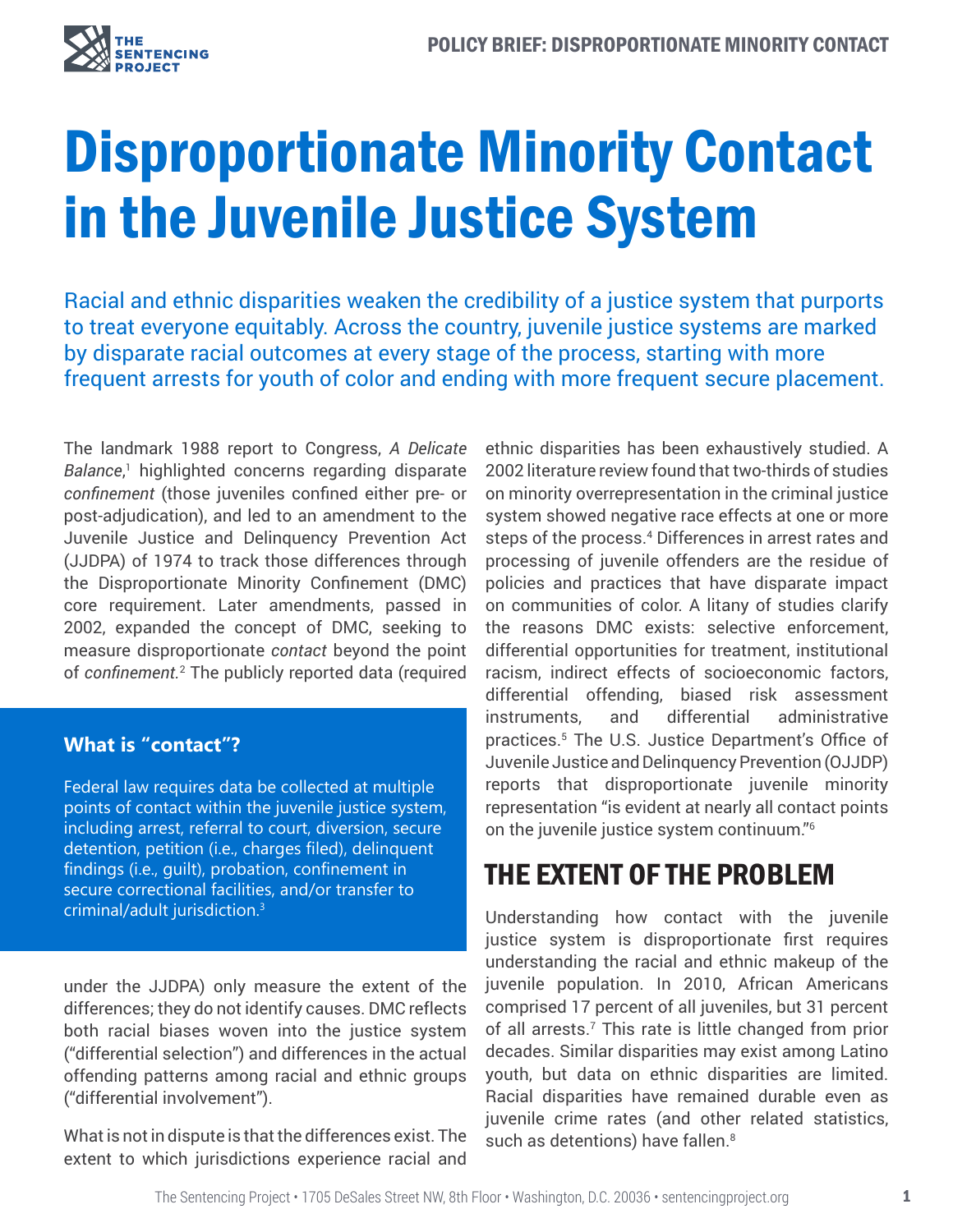# Disproportionate Minority Contact in the Juvenile Justice System

Racial and ethnic disparities weaken the credibility of a justice system that purports to treat everyone equitably. Across the country, juvenile justice systems are marked by disparate racial outcomes at every stage of the process, starting with more frequent arrests for youth of color and ending with more frequent secure placement.

The landmark 1988 report to Congress, *A Delicate Balance*,[1] highlighted concerns regarding disparate *confinement* (those juveniles confined either pre- or post-adjudication), and led to an amendment to the Juvenile Justice and Delinquency Prevention Act (JJDPA) of 1974 to track those differences through the Disproportionate Minority Confinement (DMC) core requirement. Later amendments, passed in 2002, expanded the concept of DMC, seeking to measure disproportionate *contact* beyond the point of *confinement.*[2] The publicly reported data (required under the JJDPA) only measure the extent of the differences; they do not identify causes. DMC reflects both racial biases woven into the justice system ("differential selection") and differences in the actual offending patterns among racial and ethnic groups ("differential involvement").

> **What is "contact"?**
>
> Federal law requires data be collected at multiple points of contact within the juvenile justice system, including arrest, referral to court, diversion, secure detention, petition (i.e., charges filed), delinquent findings (i.e., guilt), probation, confinement in secure correctional facilities, and/or transfer to criminal/adult jurisdiction.[3]

What is not in dispute is that the differences exist. The extent to which jurisdictions experience racial and ethnic disparities has been exhaustively studied. A 2002 literature review found that two-thirds of studies on minority overrepresentation in the criminal justice system showed negative race effects at one or more steps of the process.[4] Differences in arrest rates and processing of juvenile offenders are the residue of policies and practices that have disparate impact on communities of color. A litany of studies clarify the reasons DMC exists: selective enforcement, differential opportunities for treatment, institutional racism, indirect effects of socioeconomic factors, differential offending, biased risk assessment instruments, and differential administrative practices.[5] The U.S. Justice Department's Office of Juvenile Justice and Delinquency Prevention (OJJDP) reports that disproportionate juvenile minority representation "is evident at nearly all contact points on the juvenile justice system continuum."[6]

## THE EXTENT OF THE PROBLEM

Understanding how contact with the juvenile justice system is disproportionate first requires understanding the racial and ethnic makeup of the juvenile population. In 2010, African Americans comprised 17 percent of all juveniles, but 31 percent of all arrests.[7] This rate is little changed from prior decades. Similar disparities may exist among Latino youth, but data on ethnic disparities are limited. Racial disparities have remained durable even as juvenile crime rates (and other related statistics, such as detentions) have fallen.[8]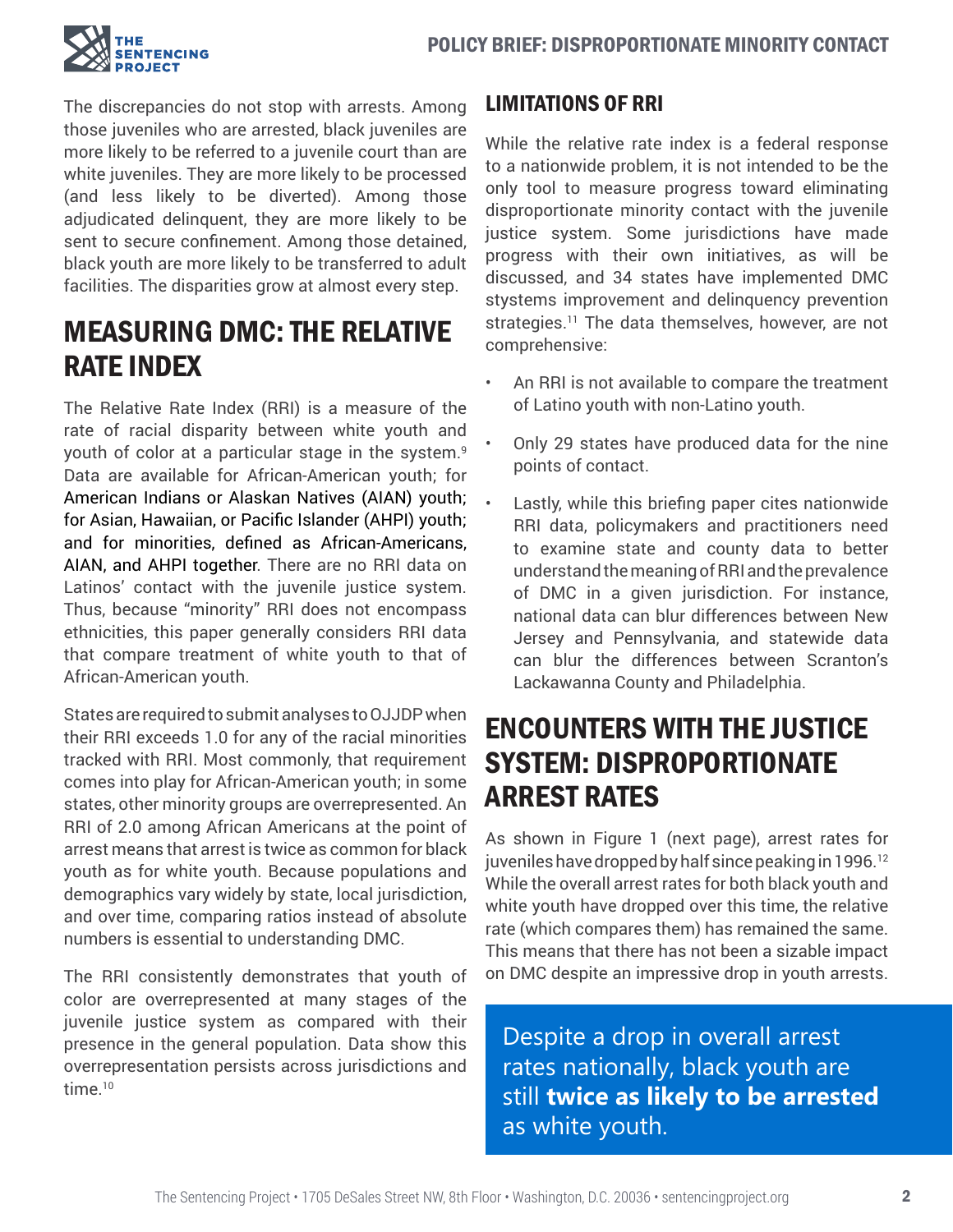The discrepancies do not stop with arrests. Among those juveniles who are arrested, black juveniles are more likely to be referred to a juvenile court than are white juveniles. They are more likely to be processed (and less likely to be diverted). Among those adjudicated delinquent, they are more likely to be sent to secure confinement. Among those detained, black youth are more likely to be transferred to adult facilities. The disparities grow at almost every step.

## MEASURING DMC: THE RELATIVE RATE INDEX

The Relative Rate Index (RRI) is a measure of the rate of racial disparity between white youth and youth of color at a particular stage in the system.[9] Data are available for African-American youth; for American Indians or Alaskan Natives (AIAN) youth; for Asian, Hawaiian, or Pacific Islander (AHPI) youth; and for minorities, defined as African-Americans, AIAN, and AHPI together. There are no RRI data on Latinos' contact with the juvenile justice system. Thus, because "minority" RRI does not encompass ethnicities, this paper generally considers RRI data that compare treatment of white youth to that of African-American youth.

States are required to submit analyses to OJJDP when their RRI exceeds 1.0 for any of the racial minorities tracked with RRI. Most commonly, that requirement comes into play for African-American youth; in some states, other minority groups are overrepresented. An RRI of 2.0 among African Americans at the point of arrest means that arrest is twice as common for black youth as for white youth. Because populations and demographics vary widely by state, local jurisdiction, and over time, comparing ratios instead of absolute numbers is essential to understanding DMC.

The RRI consistently demonstrates that youth of color are overrepresented at many stages of the juvenile justice system as compared with their presence in the general population. Data show this overrepresentation persists across jurisdictions and time.[10]

### LIMITATIONS OF RRI

While the relative rate index is a federal response to a nationwide problem, it is not intended to be the only tool to measure progress toward eliminating disproportionate minority contact with the juvenile justice system. Some jurisdictions have made progress with their own initiatives, as will be discussed, and 34 states have implemented DMC stystems improvement and delinquency prevention strategies.[11] The data themselves, however, are not comprehensive:

- An RRI is not available to compare the treatment of Latino youth with non-Latino youth.
- Only 29 states have produced data for the nine points of contact.
- Lastly, while this briefing paper cites nationwide RRI data, policymakers and practitioners need to examine state and county data to better understand the meaning of RRI and the prevalence of DMC in a given jurisdiction. For instance, national data can blur differences between New Jersey and Pennsylvania, and statewide data can blur the differences between Scranton's Lackawanna County and Philadelphia.

## ENCOUNTERS WITH THE JUSTICE SYSTEM: DISPROPORTIONATE ARREST RATES

As shown in Figure 1 (next page), arrest rates for juveniles have dropped by half since peaking in 1996.[12] While the overall arrest rates for both black youth and white youth have dropped over this time, the relative rate (which compares them) has remained the same. This means that there has not been a sizable impact on DMC despite an impressive drop in youth arrests.

> Despite a drop in overall arrest rates nationally, black youth are still **twice as likely to be arrested** as white youth.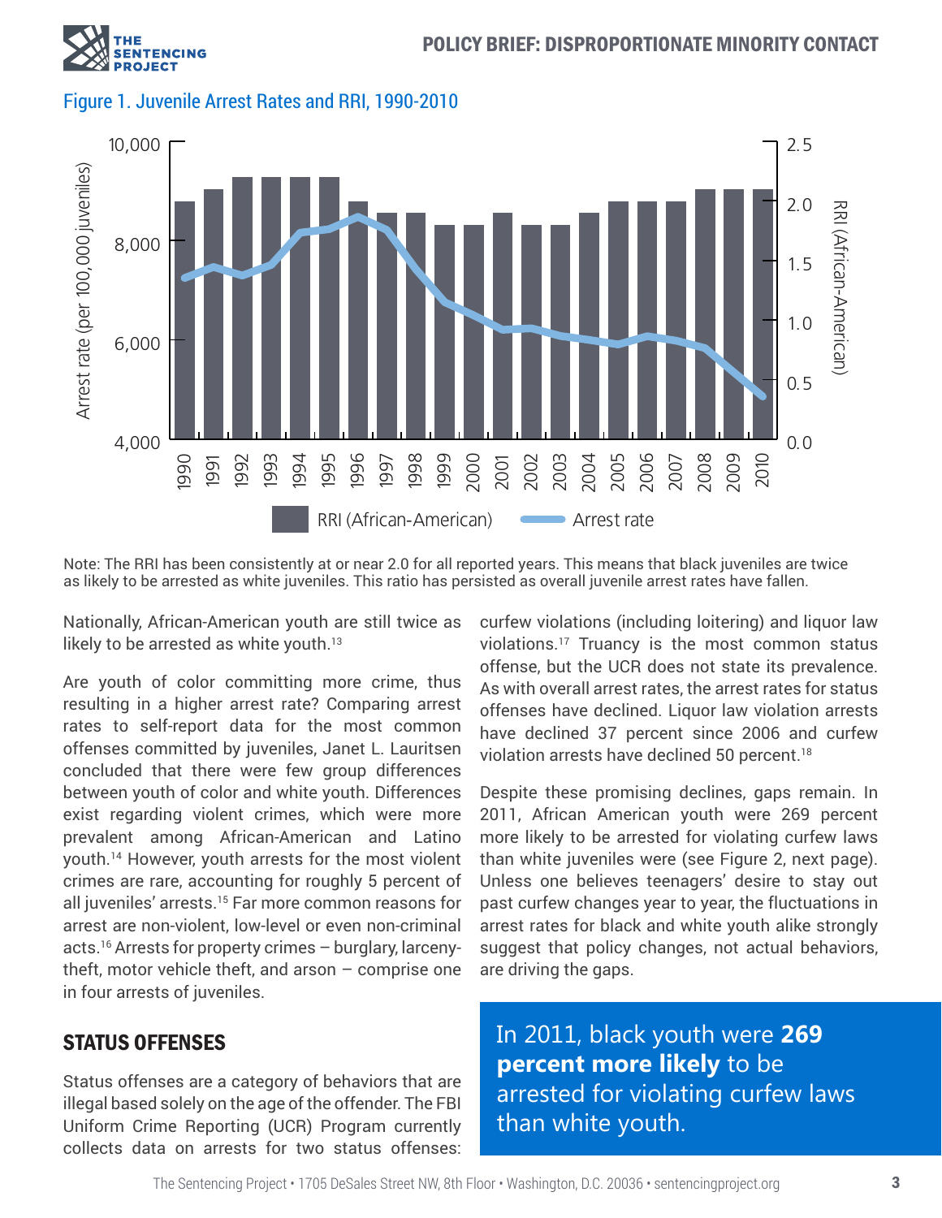Figure 1. Juvenile Arrest Rates and RRI, 1990-2010

Note: The RRI has been consistently at or near 2.0 for all reported years. This means that black juveniles are twice as likely to be arrested as white juveniles. This ratio has persisted as overall juvenile arrest rates have fallen.

Nationally, African-American youth are still twice as likely to be arrested as white youth.[13]

Are youth of color committing more crime, thus resulting in a higher arrest rate? Comparing arrest rates to self-report data for the most common offenses committed by juveniles, Janet L. Lauritsen concluded that there were few group differences between youth of color and white youth. Differences exist regarding violent crimes, which were more prevalent among African-American and Latino youth.[14] However, youth arrests for the most violent crimes are rare, accounting for roughly 5 percent of all juveniles' arrests.[15] Far more common reasons for arrest are non-violent, low-level or even non-criminal acts.[16] Arrests for property crimes – burglary, larceny-theft, motor vehicle theft, and arson – comprise one in four arrests of juveniles.

## STATUS OFFENSES

Status offenses are a category of behaviors that are illegal based solely on the age of the offender. The FBI Uniform Crime Reporting (UCR) Program currently collects data on arrests for two status offenses: curfew violations (including loitering) and liquor law violations.[17] Truancy is the most common status offense, but the UCR does not state its prevalence. As with overall arrest rates, the arrest rates for status offenses have declined. Liquor law violation arrests have declined 37 percent since 2006 and curfew violation arrests have declined 50 percent.[18]

Despite these promising declines, gaps remain. In 2011, African American youth were 269 percent more likely to be arrested for violating curfew laws than white juveniles were (see Figure 2, next page). Unless one believes teenagers' desire to stay out past curfew changes year to year, the fluctuations in arrest rates for black and white youth alike strongly suggest that policy changes, not actual behaviors, are driving the gaps.

In 2011, black youth were **269 percent more likely** to be arrested for violating curfew laws than white youth.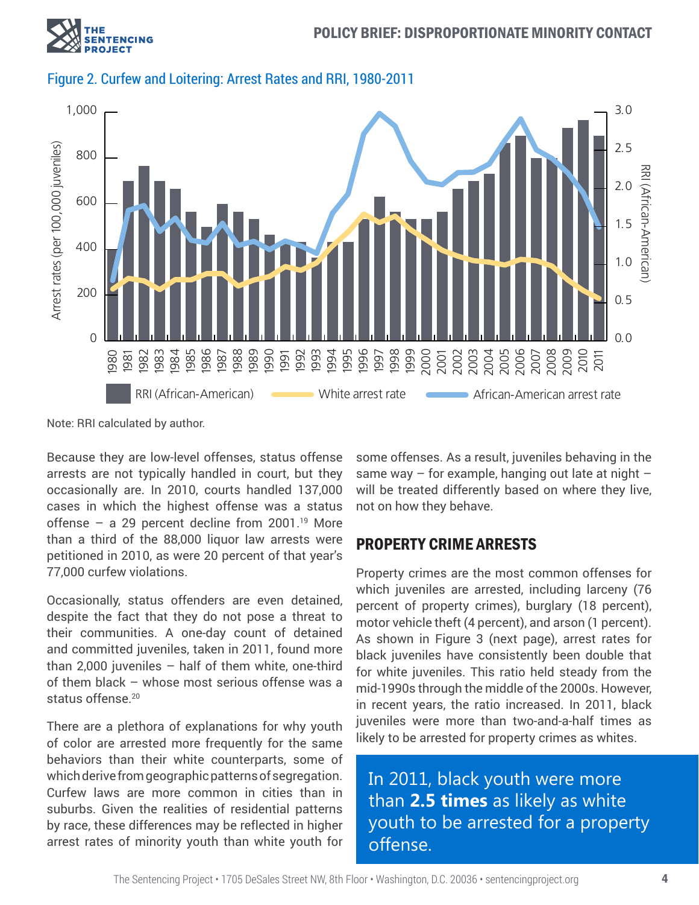Figure 2. Curfew and Loitering: Arrest Rates and RRI, 1980-2011

Note: RRI calculated by author.

Because they are low-level offenses, status offense arrests are not typically handled in court, but they occasionally are. In 2010, courts handled 137,000 cases in which the highest offense was a status offense – a 29 percent decline from 2001.[19] More than a third of the 88,000 liquor law arrests were petitioned in 2010, as were 20 percent of that year's 77,000 curfew violations.

Occasionally, status offenders are even detained, despite the fact that they do not pose a threat to their communities. A one-day count of detained and committed juveniles, taken in 2011, found more than 2,000 juveniles – half of them white, one-third of them black – whose most serious offense was a status offense.[20]

There are a plethora of explanations for why youth of color are arrested more frequently for the same behaviors than their white counterparts, some of which derive from geographic patterns of segregation. Curfew laws are more common in cities than in suburbs. Given the realities of residential patterns by race, these differences may be reflected in higher arrest rates of minority youth than white youth for some offenses. As a result, juveniles behaving in the same way – for example, hanging out late at night – will be treated differently based on where they live, not on how they behave.

## PROPERTY CRIME ARRESTS

Property crimes are the most common offenses for which juveniles are arrested, including larceny (76 percent of property crimes), burglary (18 percent), motor vehicle theft (4 percent), and arson (1 percent). As shown in Figure 3 (next page), arrest rates for black juveniles have consistently been double that for white juveniles. This ratio held steady from the mid-1990s through the middle of the 2000s. However, in recent years, the ratio increased. In 2011, black juveniles were more than two-and-a-half times as likely to be arrested for property crimes as whites.

> In 2011, black youth were more than **2.5 times** as likely as white youth to be arrested for a property offense.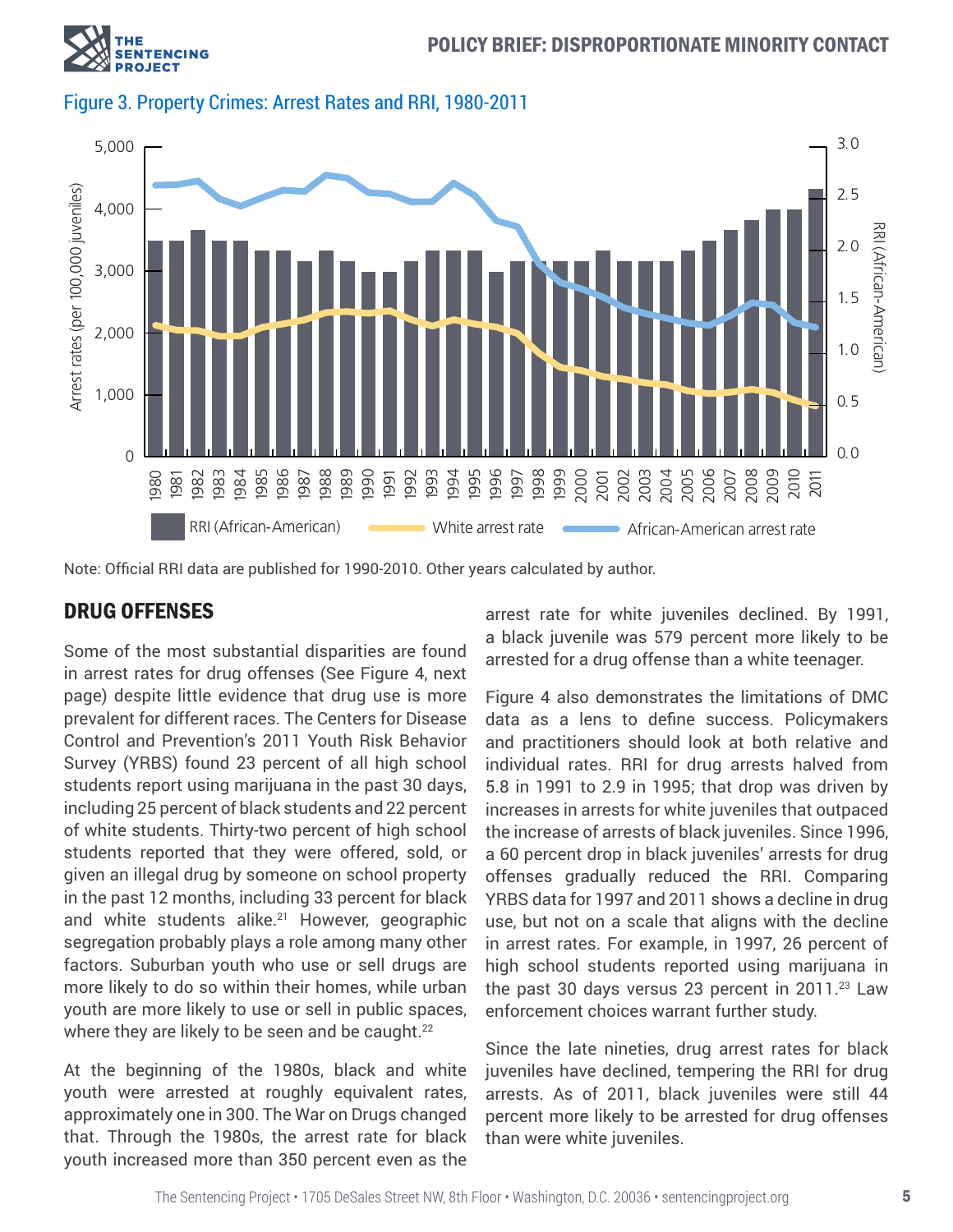Figure 3. Property Crimes: Arrest Rates and RRI, 1980-2011

Note: Official RRI data are published for 1990-2010. Other years calculated by author.

## DRUG OFFENSES

Some of the most substantial disparities are found in arrest rates for drug offenses (See Figure 4, next page) despite little evidence that drug use is more prevalent for different races. The Centers for Disease Control and Prevention's 2011 Youth Risk Behavior Survey (YRBS) found 23 percent of all high school students report using marijuana in the past 30 days, including 25 percent of black students and 22 percent of white students. Thirty-two percent of high school students reported that they were offered, sold, or given an illegal drug by someone on school property in the past 12 months, including 33 percent for black and white students alike.[21] However, geographic segregation probably plays a role among many other factors. Suburban youth who use or sell drugs are more likely to do so within their homes, while urban youth are more likely to use or sell in public spaces, where they are likely to be seen and be caught.[22]

At the beginning of the 1980s, black and white youth were arrested at roughly equivalent rates, approximately one in 300. The War on Drugs changed that. Through the 1980s, the arrest rate for black youth increased more than 350 percent even as the arrest rate for white juveniles declined. By 1991, a black juvenile was 579 percent more likely to be arrested for a drug offense than a white teenager.

Figure 4 also demonstrates the limitations of DMC data as a lens to define success. Policymakers and practitioners should look at both relative and individual rates. RRI for drug arrests halved from 5.8 in 1991 to 2.9 in 1995; that drop was driven by increases in arrests for white juveniles that outpaced the increase of arrests of black juveniles. Since 1996, a 60 percent drop in black juveniles' arrests for drug offenses gradually reduced the RRI. Comparing YRBS data for 1997 and 2011 shows a decline in drug use, but not on a scale that aligns with the decline in arrest rates. For example, in 1997, 26 percent of high school students reported using marijuana in the past 30 days versus 23 percent in 2011.[23] Law enforcement choices warrant further study.

Since the late nineties, drug arrest rates for black juveniles have declined, tempering the RRI for drug arrests. As of 2011, black juveniles were still 44 percent more likely to be arrested for drug offenses than were white juveniles.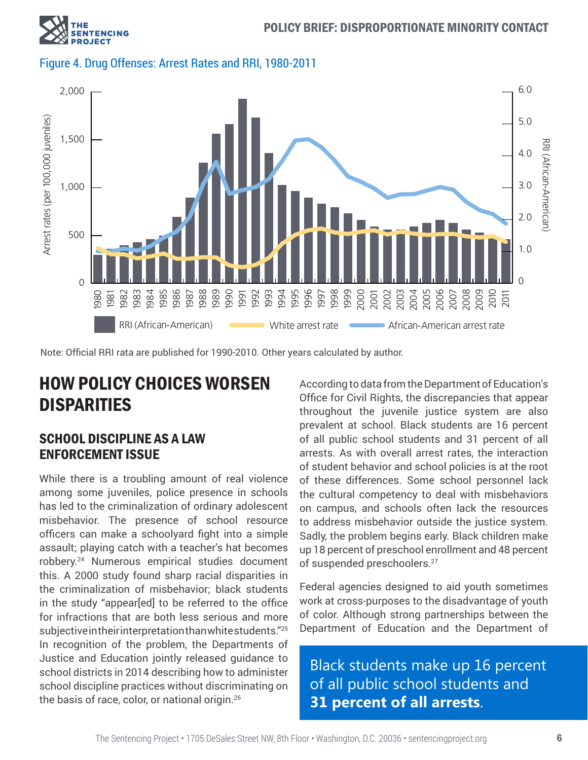Figure 4. Drug Offenses: Arrest Rates and RRI, 1980-2011

Note: Official RRI rata are published for 1990-2010. Other years calculated by author.

## HOW POLICY CHOICES WORSEN DISPARITIES

### SCHOOL DISCIPLINE AS A LAW ENFORCEMENT ISSUE

While there is a troubling amount of real violence among some juveniles, police presence in schools has led to the criminalization of ordinary adolescent misbehavior. The presence of school resource officers can make a schoolyard fight into a simple assault; playing catch with a teacher's hat becomes robbery.[24] Numerous empirical studies document this. A 2000 study found sharp racial disparities in the criminalization of misbehavior; black students in the study "appear[ed] to be referred to the office for infractions that are both less serious and more subjective in their interpretation than white students."[25] In recognition of the problem, the Departments of Justice and Education jointly released guidance to school districts in 2014 describing how to administer school discipline practices without discriminating on the basis of race, color, or national origin.[26]

According to data from the Department of Education's Office for Civil Rights, the discrepancies that appear throughout the juvenile justice system are also prevalent at school. Black students are 16 percent of all public school students and 31 percent of all arrests. As with overall arrest rates, the interaction of student behavior and school policies is at the root of these differences. Some school personnel lack the cultural competency to deal with misbehaviors on campus, and schools often lack the resources to address misbehavior outside the justice system. Sadly, the problem begins early. Black children make up 18 percent of preschool enrollment and 48 percent of suspended preschoolers.[27]

Federal agencies designed to aid youth sometimes work at cross-purposes to the disadvantage of youth of color. Although strong partnerships between the Department of Education and the Department of

> Black students make up 16 percent of all public school students and **31 percent of all arrests**.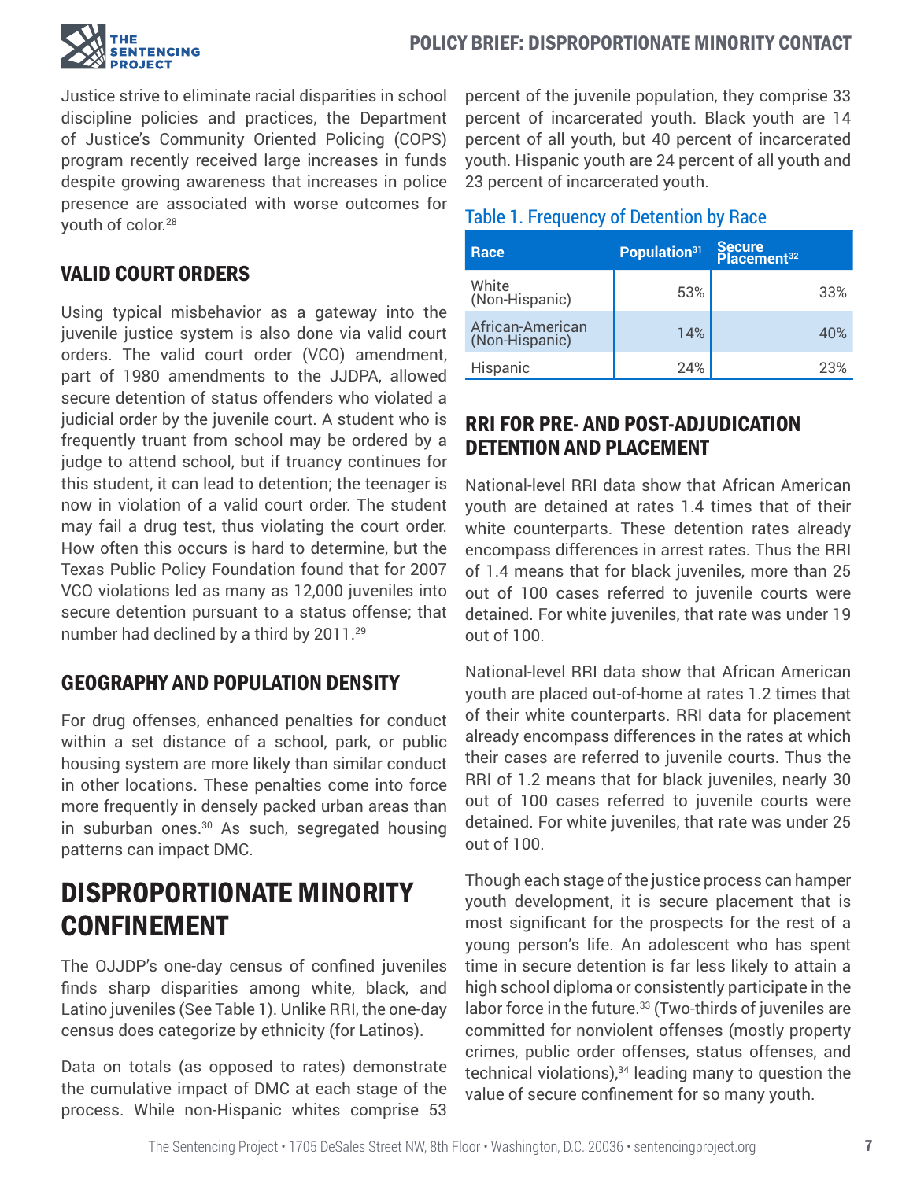Justice strive to eliminate racial disparities in school discipline policies and practices, the Department of Justice's Community Oriented Policing (COPS) program recently received large increases in funds despite growing awareness that increases in police presence are associated with worse outcomes for youth of color.[28]

### VALID COURT ORDERS

Using typical misbehavior as a gateway into the juvenile justice system is also done via valid court orders. The valid court order (VCO) amendment, part of 1980 amendments to the JJDPA, allowed secure detention of status offenders who violated a judicial order by the juvenile court. A student who is frequently truant from school may be ordered by a judge to attend school, but if truancy continues for this student, it can lead to detention; the teenager is now in violation of a valid court order. The student may fail a drug test, thus violating the court order. How often this occurs is hard to determine, but the Texas Public Policy Foundation found that for 2007 VCO violations led as many as 12,000 juveniles into secure detention pursuant to a status offense; that number had declined by a third by 2011.[29]

### GEOGRAPHY AND POPULATION DENSITY

For drug offenses, enhanced penalties for conduct within a set distance of a school, park, or public housing system are more likely than similar conduct in other locations. These penalties come into force more frequently in densely packed urban areas than in suburban ones.[30] As such, segregated housing patterns can impact DMC.

## DISPROPORTIONATE MINORITY CONFINEMENT

The OJJDP's one-day census of confined juveniles finds sharp disparities among white, black, and Latino juveniles (See Table 1). Unlike RRI, the one-day census does categorize by ethnicity (for Latinos).

Data on totals (as opposed to rates) demonstrate the cumulative impact of DMC at each stage of the process. While non-Hispanic whites comprise 53 percent of the juvenile population, they comprise 33 percent of incarcerated youth. Black youth are 14 percent of all youth, but 40 percent of incarcerated youth. Hispanic youth are 24 percent of all youth and 23 percent of incarcerated youth.

Table 1. Frequency of Detention by Race

| Race | Population[31] | Secure Placement[32] |
|---|---|---|
| White (Non-Hispanic) | 53% | 33% |
| African-American (Non-Hispanic) | 14% | 40% |
| Hispanic | 24% | 23% |

### RRI FOR PRE- AND POST-ADJUDICATION DETENTION AND PLACEMENT

National-level RRI data show that African American youth are detained at rates 1.4 times that of their white counterparts. These detention rates already encompass differences in arrest rates. Thus the RRI of 1.4 means that for black juveniles, more than 25 out of 100 cases referred to juvenile courts were detained. For white juveniles, that rate was under 19 out of 100.

National-level RRI data show that African American youth are placed out-of-home at rates 1.2 times that of their white counterparts. RRI data for placement already encompass differences in the rates at which their cases are referred to juvenile courts. Thus the RRI of 1.2 means that for black juveniles, nearly 30 out of 100 cases referred to juvenile courts were detained. For white juveniles, that rate was under 25 out of 100.

Though each stage of the justice process can hamper youth development, it is secure placement that is most significant for the prospects for the rest of a young person's life. An adolescent who has spent time in secure detention is far less likely to attain a high school diploma or consistently participate in the labor force in the future.[33] (Two-thirds of juveniles are committed for nonviolent offenses (mostly property crimes, public order offenses, status offenses, and technical violations),[34] leading many to question the value of secure confinement for so many youth.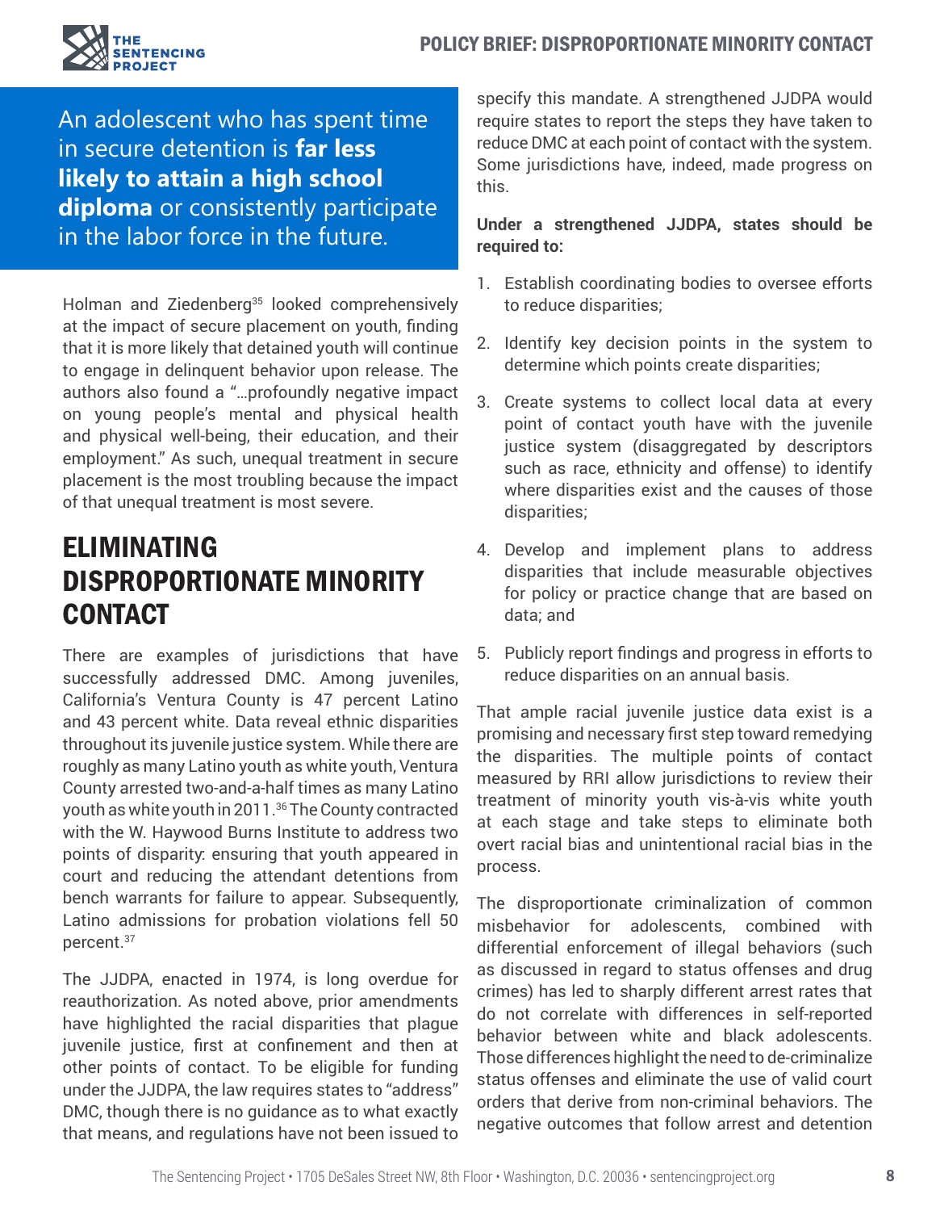An adolescent who has spent time in secure detention is **far less likely to attain a high school diploma** or consistently participate in the labor force in the future.

Holman and Ziedenberg[35] looked comprehensively at the impact of secure placement on youth, finding that it is more likely that detained youth will continue to engage in delinquent behavior upon release. The authors also found a "…profoundly negative impact on young people's mental and physical health and physical well-being, their education, and their employment." As such, unequal treatment in secure placement is the most troubling because the impact of that unequal treatment is most severe.

## ELIMINATING DISPROPORTIONATE MINORITY CONTACT

There are examples of jurisdictions that have successfully addressed DMC. Among juveniles, California's Ventura County is 47 percent Latino and 43 percent white. Data reveal ethnic disparities throughout its juvenile justice system. While there are roughly as many Latino youth as white youth, Ventura County arrested two-and-a-half times as many Latino youth as white youth in 2011.[36] The County contracted with the W. Haywood Burns Institute to address two points of disparity: ensuring that youth appeared in court and reducing the attendant detentions from bench warrants for failure to appear. Subsequently, Latino admissions for probation violations fell 50 percent.[37]

The JJDPA, enacted in 1974, is long overdue for reauthorization. As noted above, prior amendments have highlighted the racial disparities that plague juvenile justice, first at confinement and then at other points of contact. To be eligible for funding under the JJDPA, the law requires states to "address" DMC, though there is no guidance as to what exactly that means, and regulations have not been issued to specify this mandate. A strengthened JJDPA would require states to report the steps they have taken to reduce DMC at each point of contact with the system. Some jurisdictions have, indeed, made progress on this.

**Under a strengthened JJDPA, states should be required to:**

1. Establish coordinating bodies to oversee efforts to reduce disparities;
2. Identify key decision points in the system to determine which points create disparities;
3. Create systems to collect local data at every point of contact youth have with the juvenile justice system (disaggregated by descriptors such as race, ethnicity and offense) to identify where disparities exist and the causes of those disparities;
4. Develop and implement plans to address disparities that include measurable objectives for policy or practice change that are based on data; and
5. Publicly report findings and progress in efforts to reduce disparities on an annual basis.

That ample racial juvenile justice data exist is a promising and necessary first step toward remedying the disparities. The multiple points of contact measured by RRI allow jurisdictions to review their treatment of minority youth vis-à-vis white youth at each stage and take steps to eliminate both overt racial bias and unintentional racial bias in the process.

The disproportionate criminalization of common misbehavior for adolescents, combined with differential enforcement of illegal behaviors (such as discussed in regard to status offenses and drug crimes) has led to sharply different arrest rates that do not correlate with differences in self-reported behavior between white and black adolescents. Those differences highlight the need to de-criminalize status offenses and eliminate the use of valid court orders that derive from non-criminal behaviors. The negative outcomes that follow arrest and detention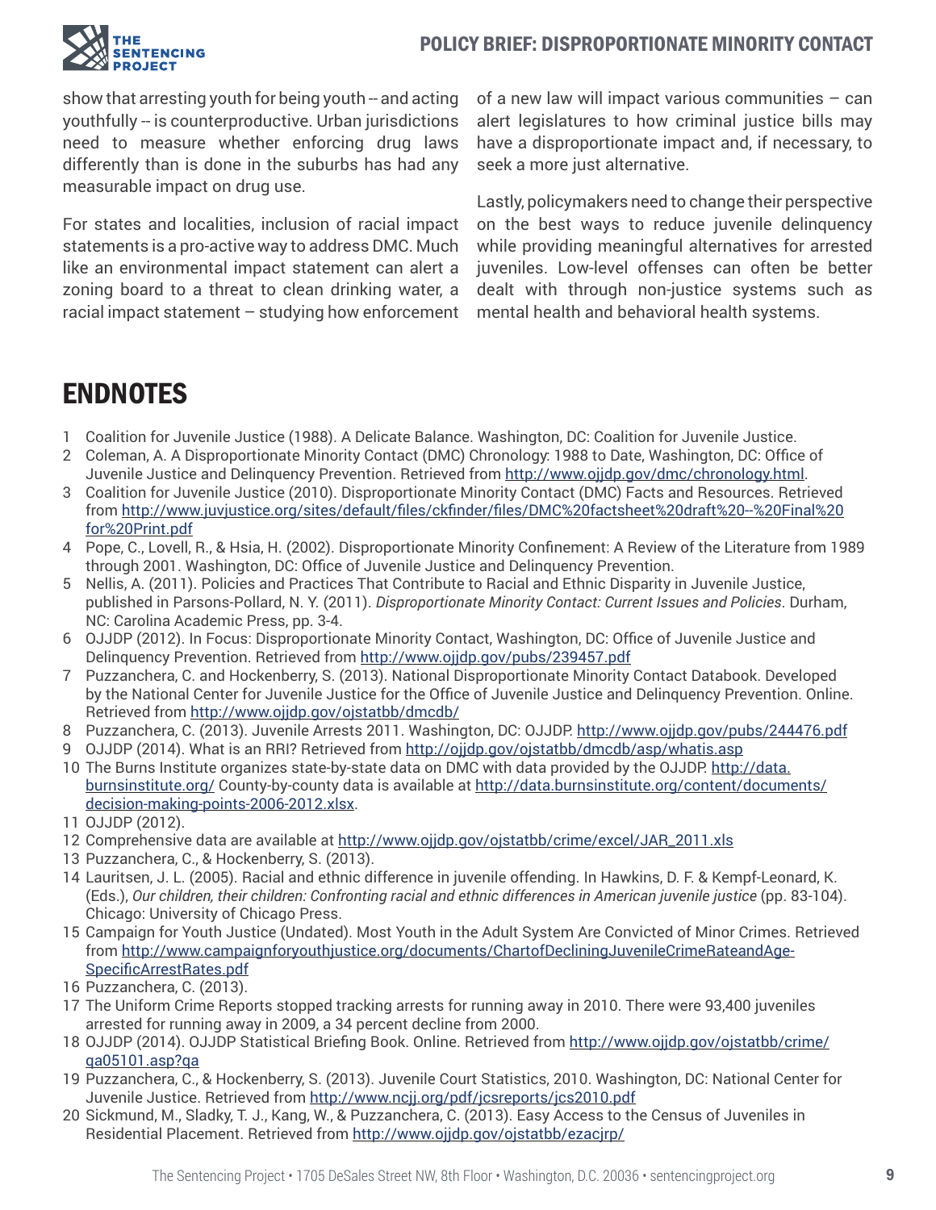show that arresting youth for being youth -- and acting youthfully -- is counterproductive. Urban jurisdictions need to measure whether enforcing drug laws differently than is done in the suburbs has had any measurable impact on drug use.

For states and localities, inclusion of racial impact statements is a pro-active way to address DMC. Much like an environmental impact statement can alert a zoning board to a threat to clean drinking water, a racial impact statement – studying how enforcement of a new law will impact various communities – can alert legislatures to how criminal justice bills may have a disproportionate impact and, if necessary, to seek a more just alternative.

Lastly, policymakers need to change their perspective on the best ways to reduce juvenile delinquency while providing meaningful alternatives for arrested juveniles. Low-level offenses can often be better dealt with through non-justice systems such as mental health and behavioral health systems.

# ENDNOTES

1. Coalition for Juvenile Justice (1988). A Delicate Balance. Washington, DC: Coalition for Juvenile Justice.
2. Coleman, A. A Disproportionate Minority Contact (DMC) Chronology: 1988 to Date, Washington, DC: Office of Juvenile Justice and Delinquency Prevention. Retrieved from http://www.ojjdp.gov/dmc/chronology.html.
3. Coalition for Juvenile Justice (2010). Disproportionate Minority Contact (DMC) Facts and Resources. Retrieved from http://www.juvjustice.org/sites/default/files/ckfinder/files/DMC%20factsheet%20draft%20--%20Final%20for%20Print.pdf
4. Pope, C., Lovell, R., & Hsia, H. (2002). Disproportionate Minority Confinement: A Review of the Literature from 1989 through 2001. Washington, DC: Office of Juvenile Justice and Delinquency Prevention.
5. Nellis, A. (2011). Policies and Practices That Contribute to Racial and Ethnic Disparity in Juvenile Justice, published in Parsons-Pollard, N. Y. (2011). *Disproportionate Minority Contact: Current Issues and Policies*. Durham, NC: Carolina Academic Press, pp. 3-4.
6. OJJDP (2012). In Focus: Disproportionate Minority Contact, Washington, DC: Office of Juvenile Justice and Delinquency Prevention. Retrieved from http://www.ojjdp.gov/pubs/239457.pdf
7. Puzzanchera, C. and Hockenberry, S. (2013). National Disproportionate Minority Contact Databook. Developed by the National Center for Juvenile Justice for the Office of Juvenile Justice and Delinquency Prevention. Online. Retrieved from http://www.ojjdp.gov/ojstatbb/dmcdb/
8. Puzzanchera, C. (2013). Juvenile Arrests 2011. Washington, DC: OJJDP. http://www.ojjdp.gov/pubs/244476.pdf
9. OJJDP (2014). What is an RRI? Retrieved from http://ojjdp.gov/ojstatbb/dmcdb/asp/whatis.asp
10. The Burns Institute organizes state-by-state data on DMC with data provided by the OJJDP. http://data.burnsinstitute.org/ County-by-county data is available at http://data.burnsinstitute.org/content/documents/decision-making-points-2006-2012.xlsx.
11. OJJDP (2012).
12. Comprehensive data are available at http://www.ojjdp.gov/ojstatbb/crime/excel/JAR_2011.xls
13. Puzzanchera, C., & Hockenberry, S. (2013).
14. Lauritsen, J. L. (2005). Racial and ethnic difference in juvenile offending. In Hawkins, D. F. & Kempf-Leonard, K. (Eds.), *Our children, their children: Confronting racial and ethnic differences in American juvenile justice* (pp. 83-104). Chicago: University of Chicago Press.
15. Campaign for Youth Justice (Undated). Most Youth in the Adult System Are Convicted of Minor Crimes. Retrieved from http://www.campaignforyouthjustice.org/documents/ChartofDecliningJuvenileCrimeRateandAge-SpecificArrestRates.pdf
16. Puzzanchera, C. (2013).
17. The Uniform Crime Reports stopped tracking arrests for running away in 2010. There were 93,400 juveniles arrested for running away in 2009, a 34 percent decline from 2000.
18. OJJDP (2014). OJJDP Statistical Briefing Book. Online. Retrieved from http://www.ojjdp.gov/ojstatbb/crime/qa05101.asp?qa
19. Puzzanchera, C., & Hockenberry, S. (2013). Juvenile Court Statistics, 2010. Washington, DC: National Center for Juvenile Justice. Retrieved from http://www.ncjj.org/pdf/jcsreports/jcs2010.pdf
20. Sickmund, M., Sladky, T. J., Kang, W., & Puzzanchera, C. (2013). Easy Access to the Census of Juveniles in Residential Placement. Retrieved from http://www.ojjdp.gov/ojstatbb/ezacjrp/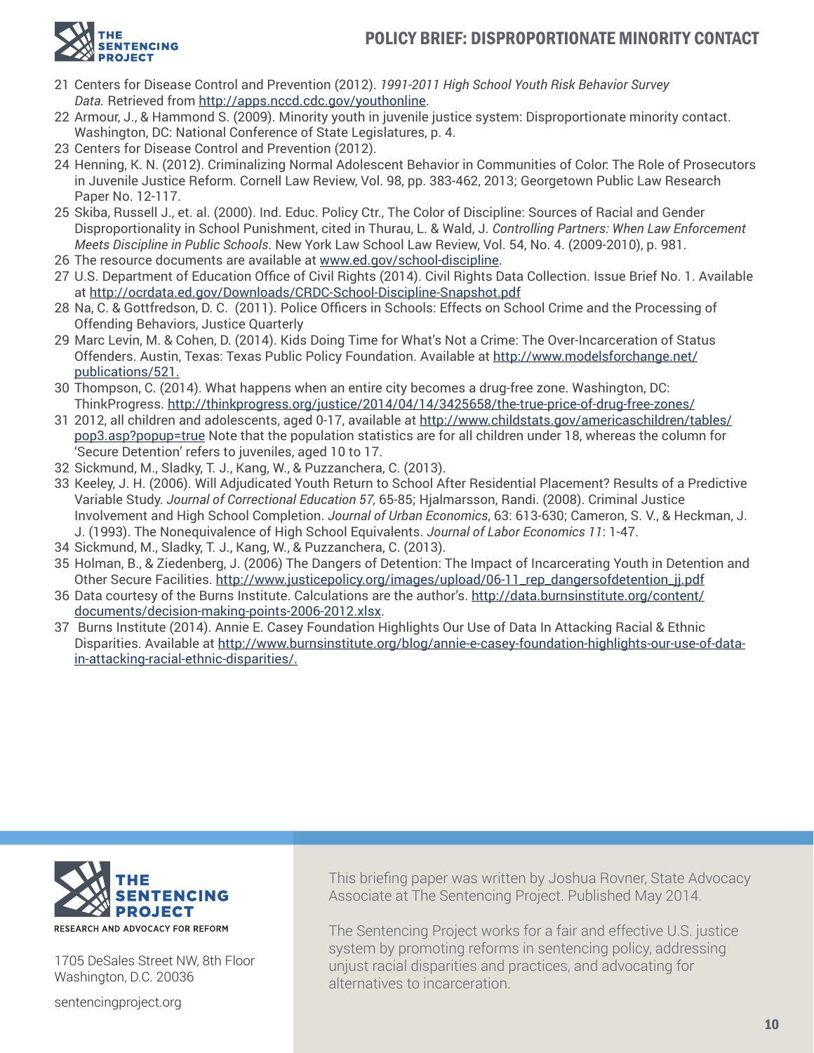21 Centers for Disease Control and Prevention (2012). *1991-2011 High School Youth Risk Behavior Survey Data.* Retrieved from http://apps.nccd.cdc.gov/youthonline.

22 Armour, J., & Hammond S. (2009). Minority youth in juvenile justice system: Disproportionate minority contact. Washington, DC: National Conference of State Legislatures, p. 4.

23 Centers for Disease Control and Prevention (2012).

24 Henning, K. N. (2012). Criminalizing Normal Adolescent Behavior in Communities of Color: The Role of Prosecutors in Juvenile Justice Reform. Cornell Law Review, Vol. 98, pp. 383-462, 2013; Georgetown Public Law Research Paper No. 12-117.

25 Skiba, Russell J., et. al. (2000). Ind. Educ. Policy Ctr., The Color of Discipline: Sources of Racial and Gender Disproportionality in School Punishment, cited in Thurau, L. & Wald, J. *Controlling Partners: When Law Enforcement Meets Discipline in Public Schools*. New York Law School Law Review, Vol. 54, No. 4. (2009-2010), p. 981.

26 The resource documents are available at www.ed.gov/school-discipline.

27 U.S. Department of Education Office of Civil Rights (2014). Civil Rights Data Collection. Issue Brief No. 1. Available at http://ocrdata.ed.gov/Downloads/CRDC-School-Discipline-Snapshot.pdf

28 Na, C. & Gottfredson, D. C. (2011). Police Officers in Schools: Effects on School Crime and the Processing of Offending Behaviors, Justice Quarterly

29 Marc Levin, M. & Cohen, D. (2014). Kids Doing Time for What's Not a Crime: The Over-Incarceration of Status Offenders. Austin, Texas: Texas Public Policy Foundation. Available at http://www.modelsforchange.net/publications/521.

30 Thompson, C. (2014). What happens when an entire city becomes a drug-free zone. Washington, DC: ThinkProgress. http://thinkprogress.org/justice/2014/04/14/3425658/the-true-price-of-drug-free-zones/

31 2012, all children and adolescents, aged 0-17, available at http://www.childstats.gov/americaschildren/tables/pop3.asp?popup=true Note that the population statistics are for all children under 18, whereas the column for 'Secure Detention' refers to juveniles, aged 10 to 17.

32 Sickmund, M., Sladky, T. J., Kang, W., & Puzzanchera, C. (2013).

33 Keeley, J. H. (2006). Will Adjudicated Youth Return to School After Residential Placement? Results of a Predictive Variable Study. *Journal of Correctional Education 57,* 65-85; Hjalmarsson, Randi. (2008). Criminal Justice Involvement and High School Completion. *Journal of Urban Economics*, 63: 613-630; Cameron, S. V., & Heckman, J. J. (1993). The Nonequivalence of High School Equivalents. *Journal of Labor Economics 11*: 1-47.

34 Sickmund, M., Sladky, T. J., Kang, W., & Puzzanchera, C. (2013).

35 Holman, B., & Ziedenberg, J. (2006) The Dangers of Detention: The Impact of Incarcerating Youth in Detention and Other Secure Facilities. http://www.justicepolicy.org/images/upload/06-11_rep_dangersofdetention_jj.pdf

36 Data courtesy of the Burns Institute. Calculations are the author's. http://data.burnsinstitute.org/content/documents/decision-making-points-2006-2012.xlsx.

37 Burns Institute (2014). Annie E. Casey Foundation Highlights Our Use of Data In Attacking Racial & Ethnic Disparities. Available at http://www.burnsinstitute.org/blog/annie-e-casey-foundation-highlights-our-use-of-data-in-attacking-racial-ethnic-disparities/.

**THE SENTENCING PROJECT**

RESEARCH AND ADVOCACY FOR REFORM

1705 DeSales Street NW, 8th Floor
Washington, D.C. 20036

sentencingproject.org

This briefing paper was written by Joshua Rovner, State Advocacy Associate at The Sentencing Project. Published May 2014.

The Sentencing Project works for a fair and effective U.S. justice system by promoting reforms in sentencing policy, addressing unjust racial disparities and practices, and advocating for alternatives to incarceration.